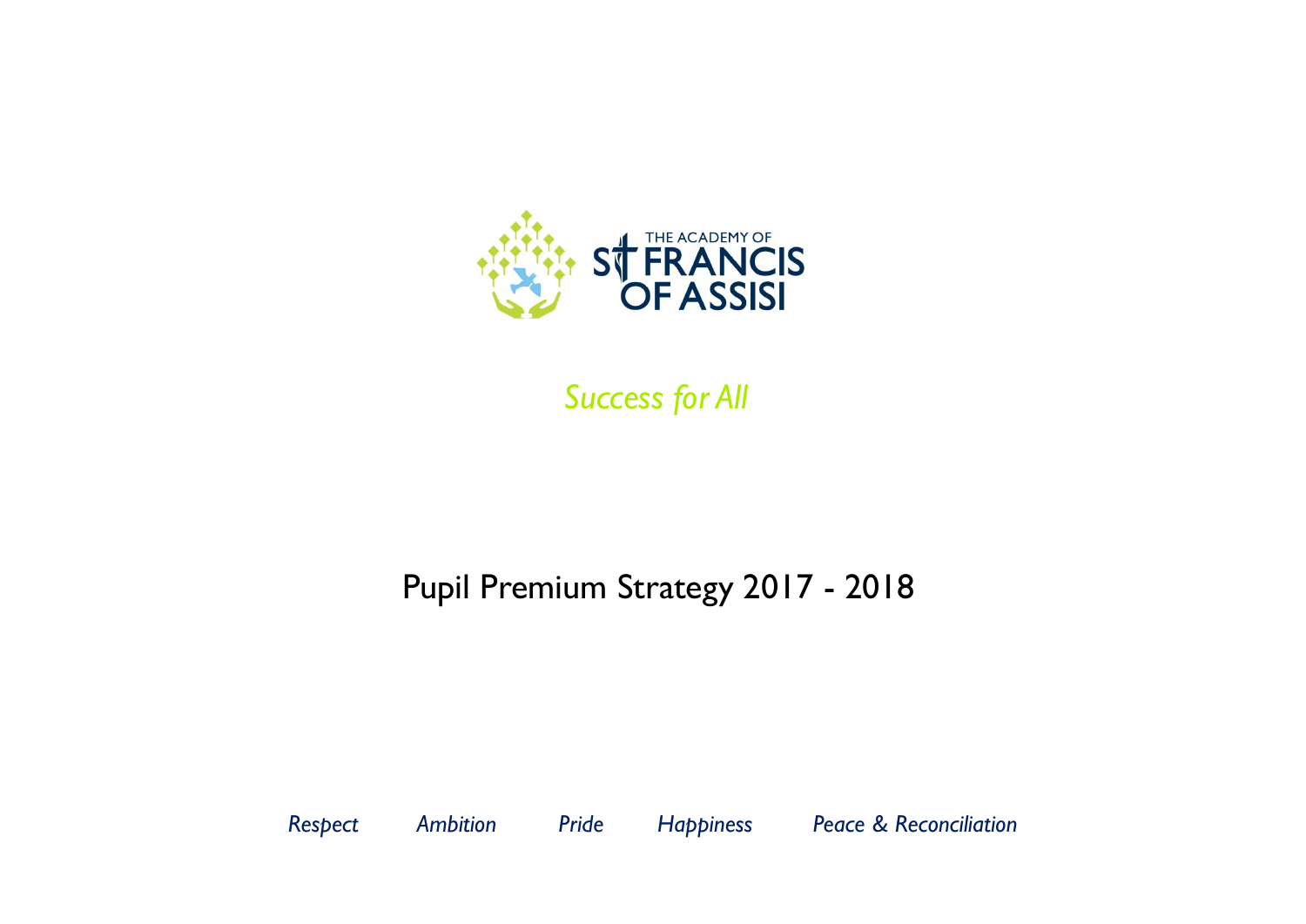THE ACADEMY OF ST FRANCIS OF ASSISI

*Success for All*

# Pupil Premium Strategy 2017 - 2018

*Respect* *Ambition* *Pride* *Happiness* *Peace & Reconciliation*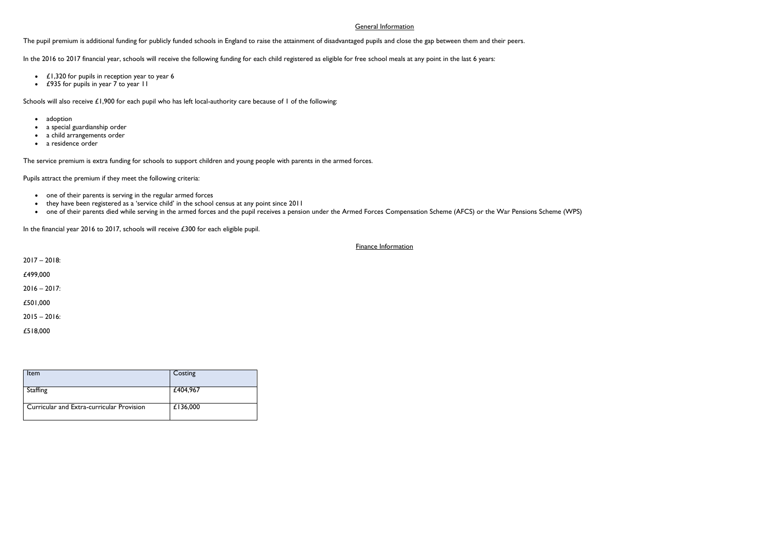## General Information

The pupil premium is additional funding for publicly funded schools in England to raise the attainment of disadvantaged pupils and close the gap between them and their peers.

In the 2016 to 2017 financial year, schools will receive the following funding for each child registered as eligible for free school meals at any point in the last 6 years:

- £1,320 for pupils in reception year to year 6
- £935 for pupils in year 7 to year 11

Schools will also receive £1,900 for each pupil who has left local-authority care because of 1 of the following:

- adoption
- a special guardianship order
- a child arrangements order
- a residence order

The service premium is extra funding for schools to support children and young people with parents in the armed forces.

Pupils attract the premium if they meet the following criteria:

- one of their parents is serving in the regular armed forces
- they have been registered as a 'service child' in the school census at any point since 2011
- one of their parents died while serving in the armed forces and the pupil receives a pension under the Armed Forces Compensation Scheme (AFCS) or the War Pensions Scheme (WPS)

In the financial year 2016 to 2017, schools will receive £300 for each eligible pupil.

## Finance Information

2017 – 2018:

£499,000

2016 – 2017:

£501,000

2015 – 2016:

£518,000

| Item | Costing |
| --- | --- |
| Staffing | £404,967 |
| Curricular and Extra-curricular Provision | £136,000 |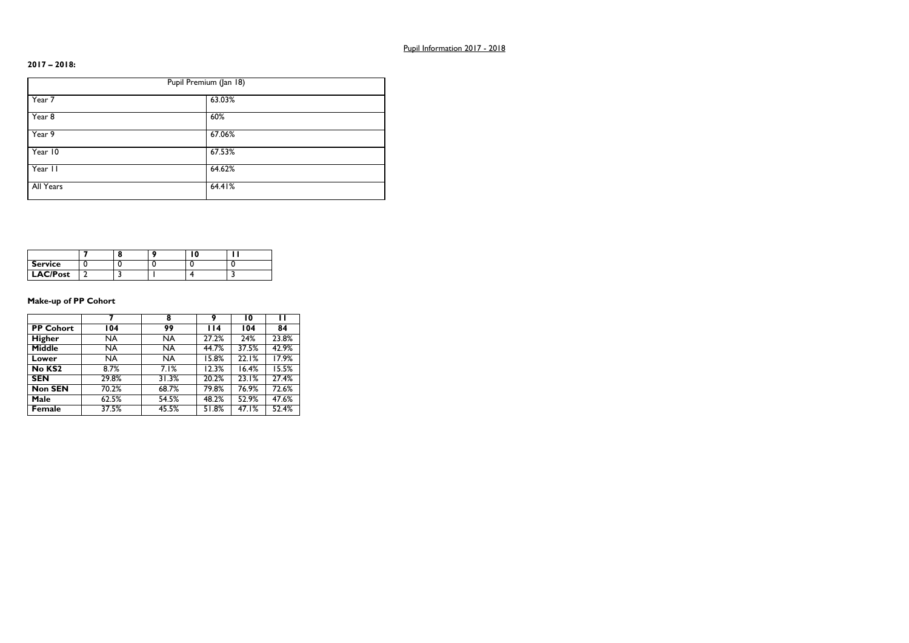Pupil Information 2017 - 2018

**2017 – 2018:**

| Pupil Premium (Jan 18) | |
|---|---|
| Year 7 | 63.03% |
| Year 8 | 60% |
| Year 9 | 67.06% |
| Year 10 | 67.53% |
| Year 11 | 64.62% |
| All Years | 64.41% |

| | 7 | 8 | 9 | 10 | 11 |
|---|---|---|---|---|---|
| **Service** | 0 | 0 | 0 | 0 | 0 |
| **LAC/Post** | 2 | 3 | 1 | 4 | 3 |

**Make-up of PP Cohort**

| | 7 | 8 | 9 | 10 | 11 |
|---|---|---|---|---|---|
| **PP Cohort** | **104** | **99** | **114** | **104** | **84** |
| **Higher** | NA | NA | 27.2% | 24% | 23.8% |
| **Middle** | NA | NA | 44.7% | 37.5% | 42.9% |
| **Lower** | NA | NA | 15.8% | 22.1% | 17.9% |
| **No KS2** | 8.7% | 7.1% | 12.3% | 16.4% | 15.5% |
| **SEN** | 29.8% | 31.3% | 20.2% | 23.1% | 27.4% |
| **Non SEN** | 70.2% | 68.7% | 79.8% | 76.9% | 72.6% |
| **Male** | 62.5% | 54.5% | 48.2% | 52.9% | 47.6% |
| **Female** | 37.5% | 45.5% | 51.8% | 47.1% | 52.4% |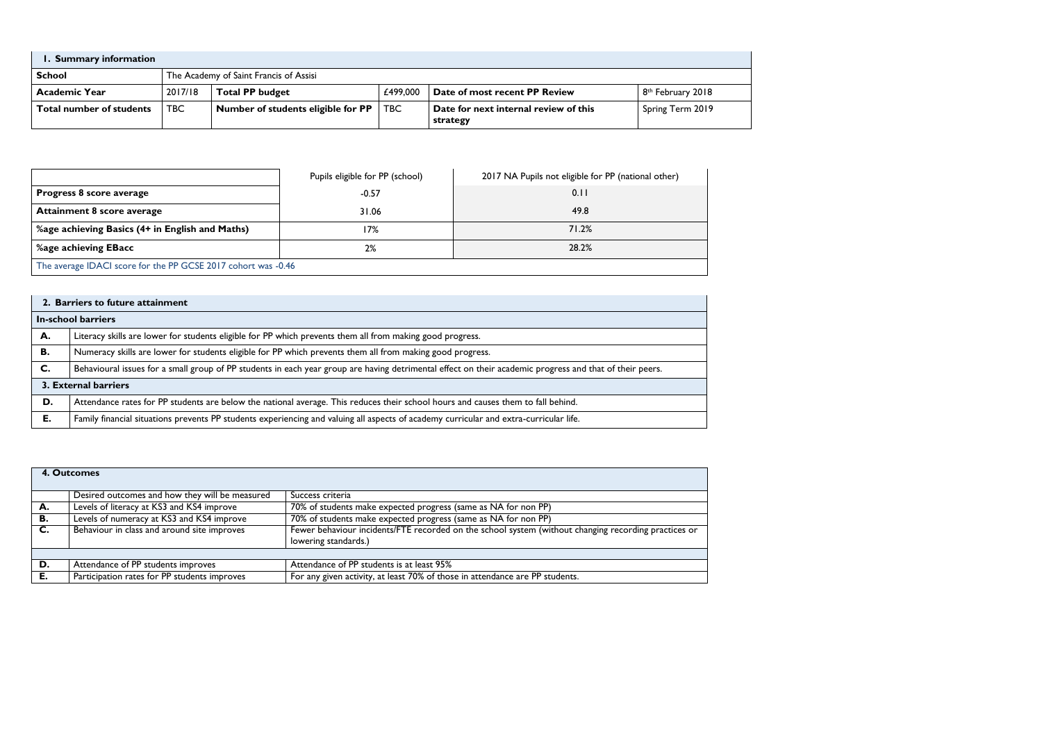| 1. Summary information | | | | | |
|---|---|---|---|---|---|
| **School** | The Academy of Saint Francis of Assisi | | | | |
| **Academic Year** | 2017/18 | **Total PP budget** | £499,000 | **Date of most recent PP Review** | 8th February 2018 |
| **Total number of students** | TBC | **Number of students eligible for PP** | TBC | **Date for next internal review of this strategy** | Spring Term 2019 |

| | Pupils eligible for PP (school) | 2017 NA Pupils not eligible for PP (national other) |
|---|---|---|
| **Progress 8 score average** | -0.57 | 0.11 |
| **Attainment 8 score average** | 31.06 | 49.8 |
| **%age achieving Basics (4+ in English and Maths)** | 17% | 71.2% |
| **%age achieving EBacc** | 2% | 28.2% |
| The average IDACI score for the PP GCSE 2017 cohort was -0.46 | | |

| 2. Barriers to future attainment | |
|---|---|
| **In-school barriers** | |
| **A.** | Literacy skills are lower for students eligible for PP which prevents them all from making good progress. |
| **B.** | Numeracy skills are lower for students eligible for PP which prevents them all from making good progress. |
| **C.** | Behavioural issues for a small group of PP students in each year group are having detrimental effect on their academic progress and that of their peers. |
| **3. External barriers** | |
| **D.** | Attendance rates for PP students are below the national average. This reduces their school hours and causes them to fall behind. |
| **E.** | Family financial situations prevents PP students experiencing and valuing all aspects of academy curricular and extra-curricular life. |

| 4. Outcomes | | |
|---|---|---|
| | Desired outcomes and how they will be measured | Success criteria |
| **A.** | Levels of literacy at KS3 and KS4 improve | 70% of students make expected progress (same as NA for non PP) |
| **B.** | Levels of numeracy at KS3 and KS4 improve | 70% of students make expected progress (same as NA for non PP) |
| **C.** | Behaviour in class and around site improves | Fewer behaviour incidents/FTE recorded on the school system (without changing recording practices or lowering standards.) |
| | | |
| **D.** | Attendance of PP students improves | Attendance of PP students is at least 95% |
| **E.** | Participation rates for PP students improves | For any given activity, at least 70% of those in attendance are PP students. |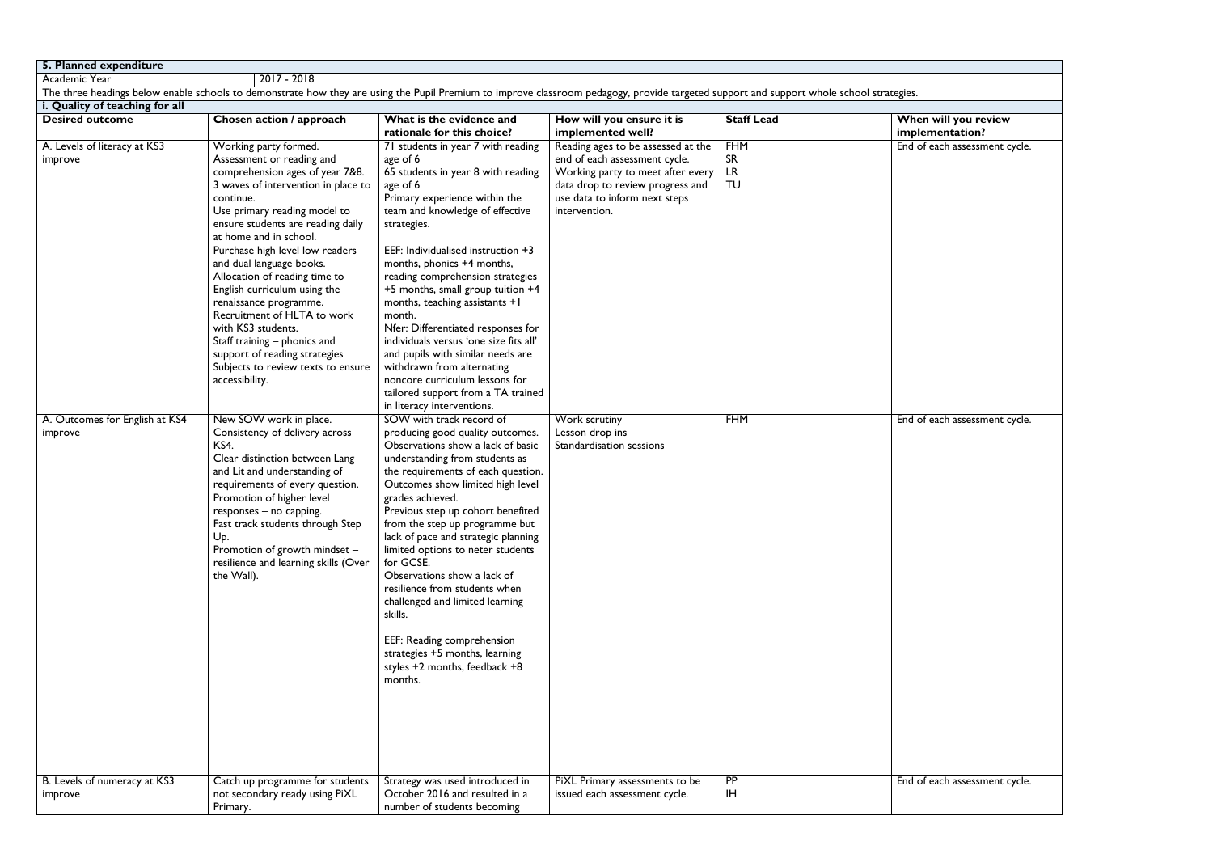## 5. Planned expenditure

| Academic Year | 2017 - 2018 |
|---|---|

The three headings below enable schools to demonstrate how they are using the Pupil Premium to improve classroom pedagogy, provide targeted support and support whole school strategies.

### i. Quality of teaching for all

| Desired outcome | Chosen action / approach | What is the evidence and rationale for this choice? | How will you ensure it is implemented well? | Staff Lead | When will you review implementation? |
|---|---|---|---|---|---|
| A. Levels of literacy at KS3 improve | Working party formed.<br>Assessment or reading and comprehension ages of year 7&8.<br>3 waves of intervention in place to continue.<br>Use primary reading model to ensure students are reading daily at home and in school.<br>Purchase high level low readers and dual language books.<br>Allocation of reading time to English curriculum using the renaissance programme.<br>Recruitment of HLTA to work with KS3 students.<br>Staff training – phonics and support of reading strategies<br>Subjects to review texts to ensure accessibility. | 71 students in year 7 with reading age of 6<br>65 students in year 8 with reading age of 6<br>Primary experience within the team and knowledge of effective strategies.<br><br>EEF: Individualised instruction +3 months, phonics +4 months, reading comprehension strategies +5 months, small group tuition +4 months, teaching assistants +1 month.<br>Nfer: Differentiated responses for individuals versus 'one size fits all' and pupils with similar needs are withdrawn from alternating noncore curriculum lessons for tailored support from a TA trained in literacy interventions. | Reading ages to be assessed at the end of each assessment cycle.<br>Working party to meet after every data drop to review progress and use data to inform next steps intervention. | FHM<br>SR<br>LR<br>TU | End of each assessment cycle. |
| A. Outcomes for English at KS4 improve | New SOW work in place.<br>Consistency of delivery across KS4.<br>Clear distinction between Lang and Lit and understanding of requirements of every question.<br>Promotion of higher level responses – no capping.<br>Fast track students through Step Up.<br>Promotion of growth mindset – resilience and learning skills (Over the Wall). | SOW with track record of producing good quality outcomes.<br>Observations show a lack of basic understanding from students as the requirements of each question.<br>Outcomes show limited high level grades achieved.<br>Previous step up cohort benefited from the step up programme but lack of pace and strategic planning limited options to neter students for GCSE.<br>Observations show a lack of resilience from students when challenged and limited learning skills.<br><br>EEF: Reading comprehension strategies +5 months, learning styles +2 months, feedback +8 months. | Work scrutiny<br>Lesson drop ins<br>Standardisation sessions | FHM | End of each assessment cycle. |
| B. Levels of numeracy at KS3 improve | Catch up programme for students not secondary ready using PiXL Primary. | Strategy was used introduced in October 2016 and resulted in a number of students becoming | PiXL Primary assessments to be issued each assessment cycle. | PP<br>IH | End of each assessment cycle. |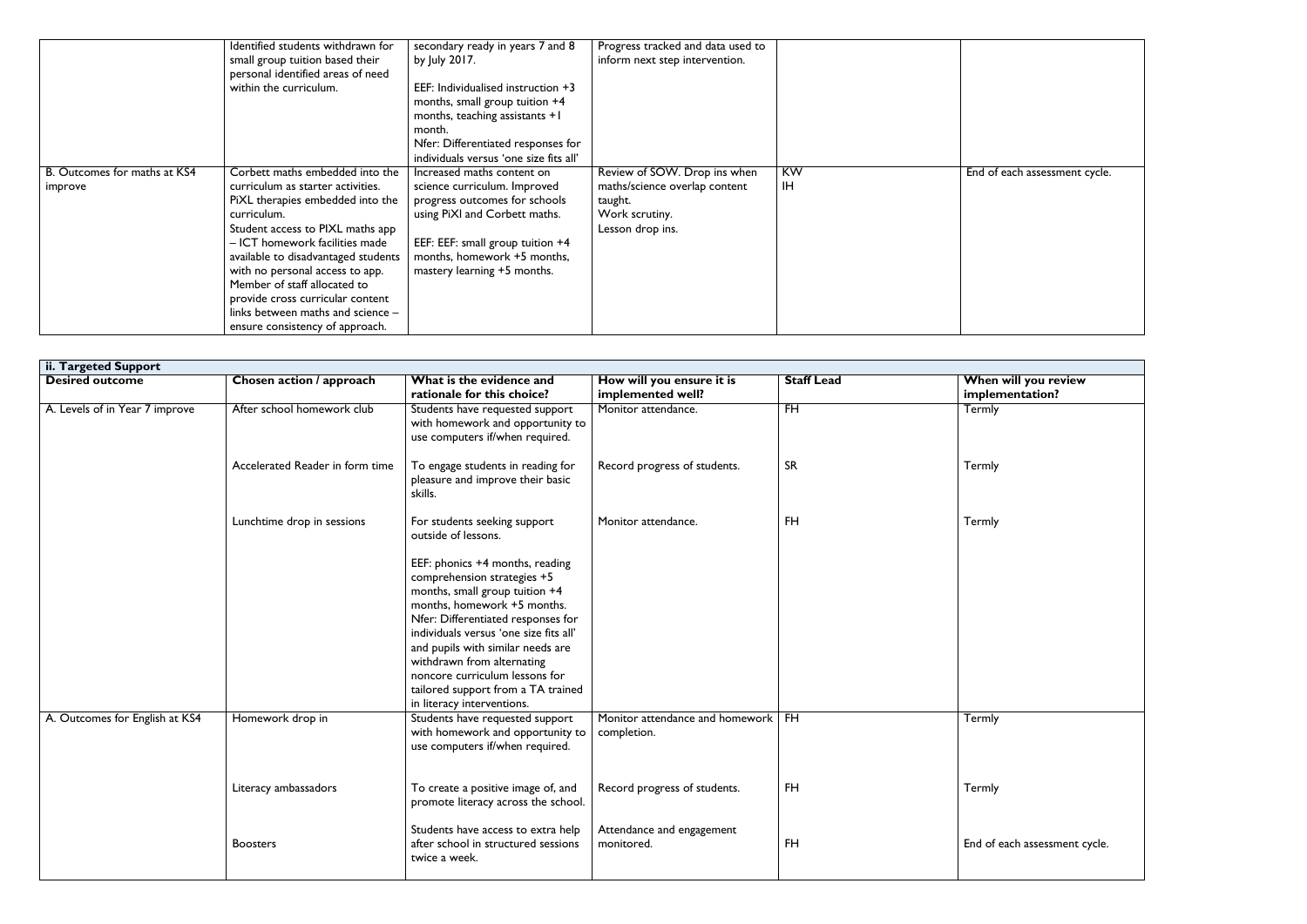| | | | | | |
|---|---|---|---|---|---|
| | Identified students withdrawn for small group tuition based their personal identified areas of need within the curriculum. | secondary ready in years 7 and 8 by July 2017.<br><br>EEF: Individualised instruction +3 months, small group tuition +4 months, teaching assistants +1 month.<br>Nfer: Differentiated responses for individuals versus 'one size fits all' | Progress tracked and data used to inform next step intervention. | | |
| B. Outcomes for maths at KS4 improve | Corbett maths embedded into the curriculum as starter activities.<br>PiXL therapies embedded into the curriculum.<br>Student access to PIXL maths app – ICT homework facilities made available to disadvantaged students with no personal access to app.<br>Member of staff allocated to provide cross curricular content links between maths and science – ensure consistency of approach. | Increased maths content on science curriculum. Improved progress outcomes for schools using PiXl and Corbett maths.<br><br>EEF: EEF: small group tuition +4 months, homework +5 months, mastery learning +5 months. | Review of SOW. Drop ins when maths/science overlap content taught.<br>Work scrutiny.<br>Lesson drop ins. | KW<br>IH | End of each assessment cycle. |

| ii. Targeted Support | | | | | |
|---|---|---|---|---|---|
| **Desired outcome** | **Chosen action / approach** | **What is the evidence and rationale for this choice?** | **How will you ensure it is implemented well?** | **Staff Lead** | **When will you review implementation?** |
| A. Levels of in Year 7 improve | After school homework club | Students have requested support with homework and opportunity to use computers if/when required. | Monitor attendance. | FH | Termly |
| | Accelerated Reader in form time | To engage students in reading for pleasure and improve their basic skills. | Record progress of students. | SR | Termly |
| | Lunchtime drop in sessions | For students seeking support outside of lessons.<br><br>EEF: phonics +4 months, reading comprehension strategies +5 months, small group tuition +4 months, homework +5 months.<br>Nfer: Differentiated responses for individuals versus 'one size fits all' and pupils with similar needs are withdrawn from alternating noncore curriculum lessons for tailored support from a TA trained in literacy interventions. | Monitor attendance. | FH | Termly |
| A. Outcomes for English at KS4 | Homework drop in | Students have requested support with homework and opportunity to use computers if/when required. | Monitor attendance and homework completion. | FH | Termly |
| | Literacy ambassadors | To create a positive image of, and promote literacy across the school. | Record progress of students. | FH | Termly |
| | Boosters | Students have access to extra help after school in structured sessions twice a week. | Attendance and engagement monitored. | FH | End of each assessment cycle. |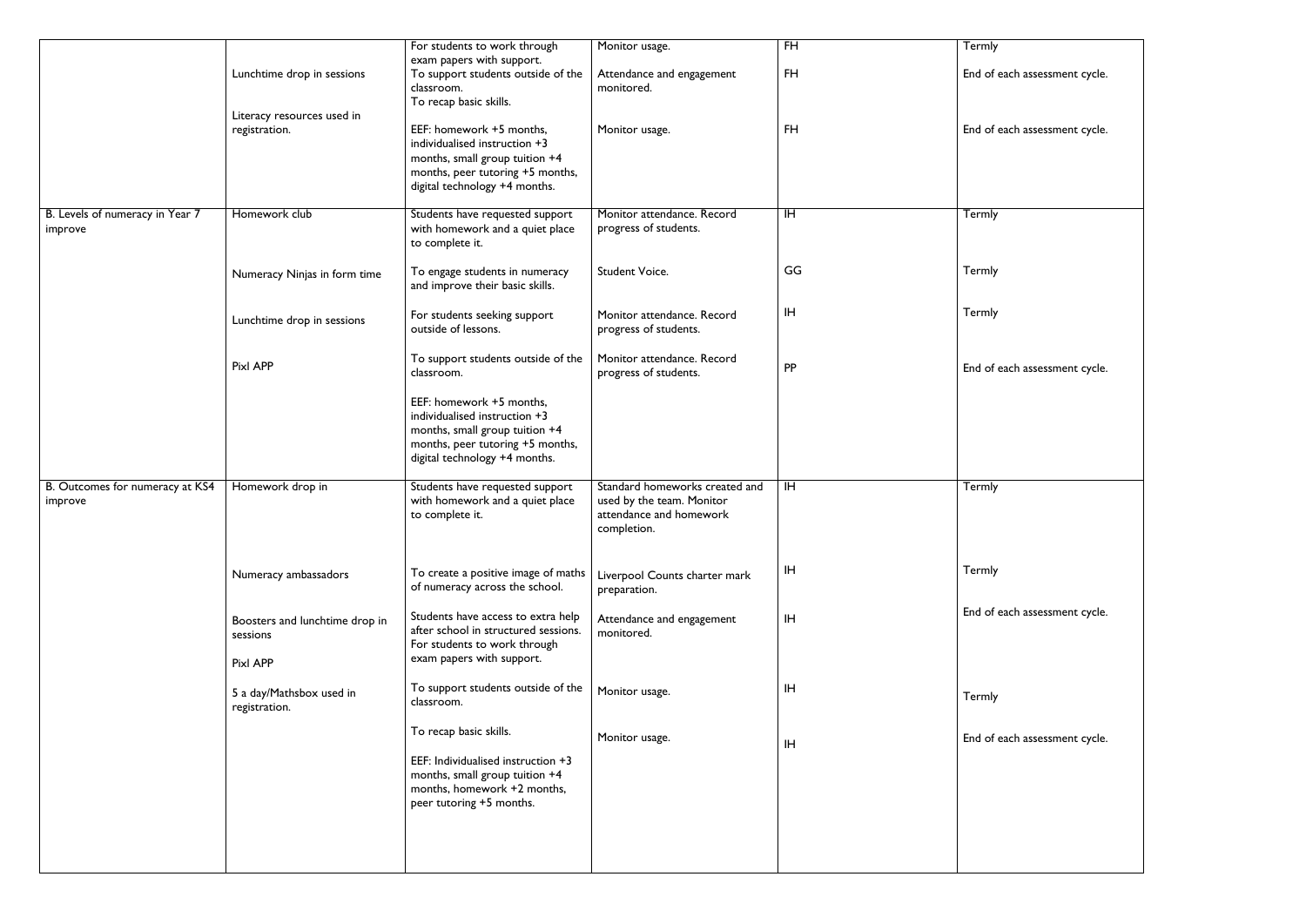| | | | | | |
|---|---|---|---|---|---|
| | Lunchtime drop in sessions<br><br>Literacy resources used in registration. | For students to work through exam papers with support.<br>To support students outside of the classroom.<br>To recap basic skills.<br><br>EEF: homework +5 months, individualised instruction +3 months, small group tuition +4 months, peer tutoring +5 months, digital technology +4 months. | Monitor usage.<br><br>Attendance and engagement monitored.<br><br>Monitor usage. | FH<br><br>FH<br><br>FH | Termly<br><br>End of each assessment cycle.<br><br>End of each assessment cycle. |
| B. Levels of numeracy in Year 7 improve | Homework club<br><br>Numeracy Ninjas in form time<br><br>Lunchtime drop in sessions<br><br>Pixl APP | Students have requested support with homework and a quiet place to complete it.<br><br>To engage students in numeracy and improve their basic skills.<br><br>For students seeking support outside of lessons.<br><br>To support students outside of the classroom.<br><br>EEF: homework +5 months, individualised instruction +3 months, small group tuition +4 months, peer tutoring +5 months, digital technology +4 months. | Monitor attendance. Record progress of students.<br><br>Student Voice.<br><br>Monitor attendance. Record progress of students.<br><br>Monitor attendance. Record progress of students. | IH<br><br>GG<br><br>IH<br><br>PP | Termly<br><br>Termly<br><br>Termly<br><br>End of each assessment cycle. |
| B. Outcomes for numeracy at KS4 improve | Homework drop in<br><br>Numeracy ambassadors<br><br>Boosters and lunchtime drop in sessions<br><br>Pixl APP<br><br>5 a day/Mathsbox used in registration. | Students have requested support with homework and a quiet place to complete it.<br><br>To create a positive image of maths of numeracy across the school.<br><br>Students have access to extra help after school in structured sessions.<br>For students to work through exam papers with support.<br><br>To support students outside of the classroom.<br><br>To recap basic skills.<br><br>EEF: Individualised instruction +3 months, small group tuition +4 months, homework +2 months, peer tutoring +5 months. | Standard homeworks created and used by the team. Monitor attendance and homework completion.<br><br>Liverpool Counts charter mark preparation.<br><br>Attendance and engagement monitored.<br><br>Monitor usage.<br><br>Monitor usage. | IH<br><br>IH<br><br>IH<br><br>IH<br><br>IH | Termly<br><br>Termly<br><br>End of each assessment cycle.<br><br>Termly<br><br>End of each assessment cycle. |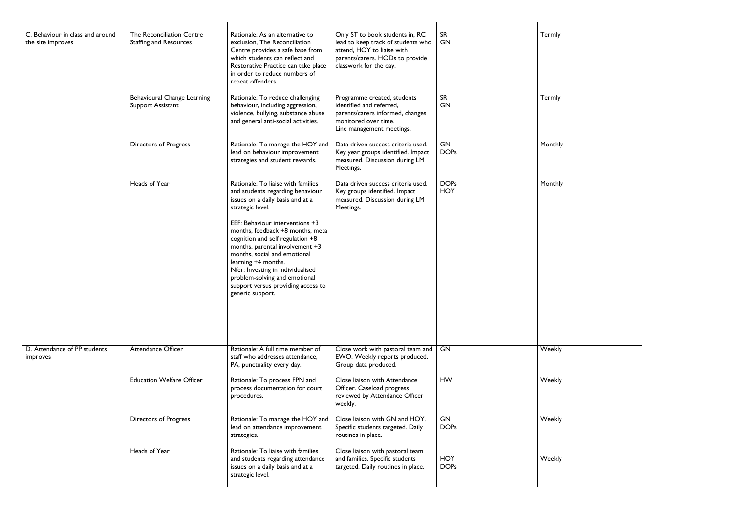| | | | | | |
|---|---|---|---|---|---|
| C. Behaviour in class and around the site improves | The Reconciliation Centre Staffing and Resources | Rationale: As an alternative to exclusion, The Reconciliation Centre provides a safe base from which students can reflect and Restorative Practice can take place in order to reduce numbers of repeat offenders. | Only ST to book students in, RC lead to keep track of students who attend, HOY to liaise with parents/carers. HODs to provide classwork for the day. | SR<br>GN | Termly |
| | Behavioural Change Learning Support Assistant | Rationale: To reduce challenging behaviour, including aggression, violence, bullying, substance abuse and general anti-social activities. | Programme created, students identified and referred, parents/carers informed, changes monitored over time.<br>Line management meetings. | SR<br>GN | Termly |
| | Directors of Progress | Rationale: To manage the HOY and lead on behaviour improvement strategies and student rewards. | Data driven success criteria used. Key year groups identified. Impact measured. Discussion during LM Meetings. | GN<br>DOPs | Monthly |
| | Heads of Year | Rationale: To liaise with families and students regarding behaviour issues on a daily basis and at a strategic level.<br><br>EEF: Behaviour interventions +3 months, feedback +8 months, meta cognition and self regulation +8 months, parental involvement +3 months, social and emotional learning +4 months.<br>Nfer: Investing in individualised problem-solving and emotional support versus providing access to generic support. | Data driven success criteria used. Key groups identified. Impact measured. Discussion during LM Meetings. | DOPs<br>HOY | Monthly |
| D. Attendance of PP students improves | Attendance Officer | Rationale: A full time member of staff who addresses attendance, PA, punctuality every day. | Close work with pastoral team and EWO. Weekly reports produced. Group data produced. | GN | Weekly |
| | Education Welfare Officer | Rationale: To process FPN and process documentation for court procedures. | Close liaison with Attendance Officer. Caseload progress reviewed by Attendance Officer weekly. | HW | Weekly |
| | Directors of Progress | Rationale: To manage the HOY and lead on attendance improvement strategies. | Close liaison with GN and HOY. Specific students targeted. Daily routines in place. | GN<br>DOPs | Weekly |
| | Heads of Year | Rationale: To liaise with families and students regarding attendance issues on a daily basis and at a strategic level. | Close liaison with pastoral team and families. Specific students targeted. Daily routines in place. | HOY<br>DOPs | Weekly |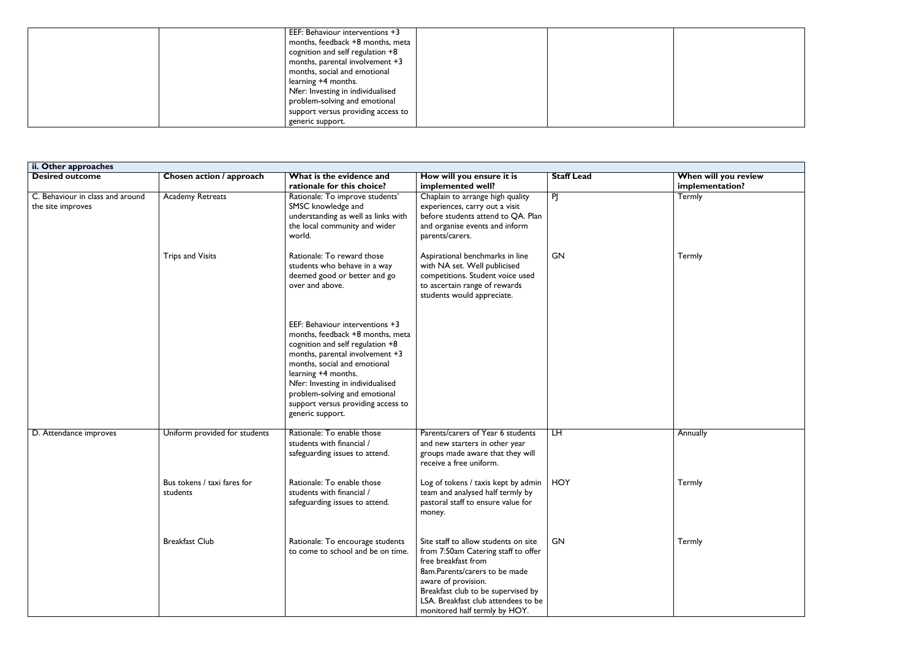| | | EEF: Behaviour interventions +3 months, feedback +8 months, meta cognition and self regulation +8 months, parental involvement +3 months, social and emotional learning +4 months.<br>Nfer: Investing in individualised problem-solving and emotional support versus providing access to generic support. | | | |
|---|---|---|---|---|---|

| ii. Other approaches | | | | | |
|---|---|---|---|---|---|
| **Desired outcome** | **Chosen action / approach** | **What is the evidence and rationale for this choice?** | **How will you ensure it is implemented well?** | **Staff Lead** | **When will you review implementation?** |
| C. Behaviour in class and around the site improves | Academy Retreats | Rationale: To improve students' SMSC knowledge and understanding as well as links with the local community and wider world. | Chaplain to arrange high quality experiences, carry out a visit before students attend to QA. Plan and organise events and inform parents/carers. | PJ | Termly |
| | Trips and Visits | Rationale: To reward those students who behave in a way deemed good or better and go over and above.<br><br>EEF: Behaviour interventions +3 months, feedback +8 months, meta cognition and self regulation +8 months, parental involvement +3 months, social and emotional learning +4 months.<br>Nfer: Investing in individualised problem-solving and emotional support versus providing access to generic support. | Aspirational benchmarks in line with NA set. Well publicised competitions. Student voice used to ascertain range of rewards students would appreciate. | GN | Termly |
| D. Attendance improves | Uniform provided for students | Rationale: To enable those students with financial / safeguarding issues to attend. | Parents/carers of Year 6 students and new starters in other year groups made aware that they will receive a free uniform. | LH | Annually |
| | Bus tokens / taxi fares for students | Rationale: To enable those students with financial / safeguarding issues to attend. | Log of tokens / taxis kept by admin team and analysed half termly by pastoral staff to ensure value for money. | HOY | Termly |
| | Breakfast Club | Rationale: To encourage students to come to school and be on time. | Site staff to allow students on site from 7:50am Catering staff to offer free breakfast from 8am.Parents/carers to be made aware of provision.<br>Breakfast club to be supervised by LSA. Breakfast club attendees to be monitored half termly by HOY. | GN | Termly |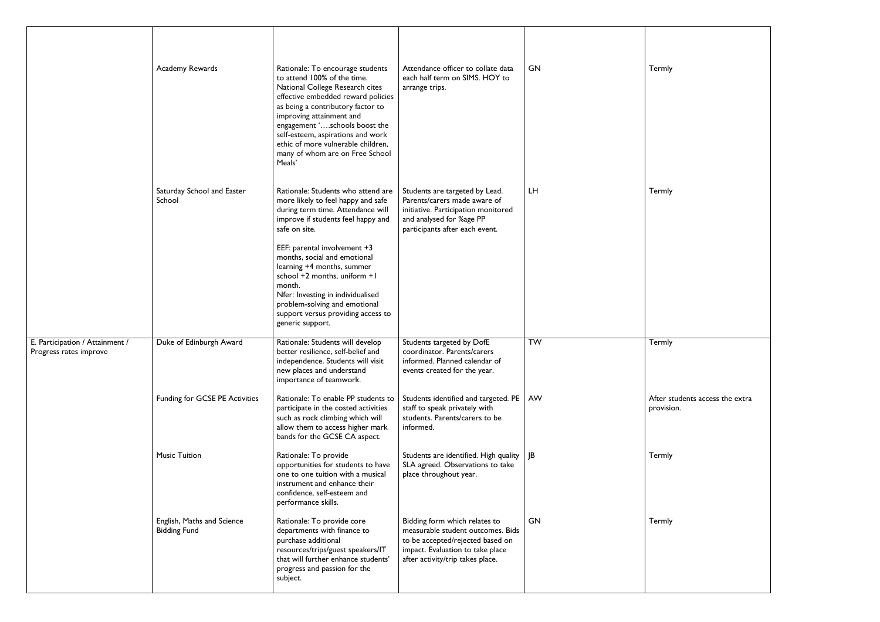| | | | | | |
|---|---|---|---|---|---|
| | Academy Rewards | Rationale: To encourage students to attend 100% of the time. National College Research cites effective embedded reward policies as being a contributory factor to improving attainment and engagement '….schools boost the self-esteem, aspirations and work ethic of more vulnerable children, many of whom are on Free School Meals' | Attendance officer to collate data each half term on SIMS. HOY to arrange trips. | GN | Termly |
| | Saturday School and Easter School | Rationale: Students who attend are more likely to feel happy and safe during term time. Attendance will improve if students feel happy and safe on site.<br><br>EEF: parental involvement +3 months, social and emotional learning +4 months, summer school +2 months, uniform +1 month.<br>Nfer: Investing in individualised problem-solving and emotional support versus providing access to generic support. | Students are targeted by Lead. Parents/carers made aware of initiative. Participation monitored and analysed for %age PP participants after each event. | LH | Termly |
| E. Participation / Attainment / Progress rates improve | Duke of Edinburgh Award | Rationale: Students will develop better resilience, self-belief and independence. Students will visit new places and understand importance of teamwork. | Students targeted by DofE coordinator. Parents/carers informed. Planned calendar of events created for the year. | TW | Termly |
| | Funding for GCSE PE Activities | Rationale: To enable PP students to participate in the costed activities such as rock climbing which will allow them to access higher mark bands for the GCSE CA aspect. | Students identified and targeted. PE staff to speak privately with students. Parents/carers to be informed. | AW | After students access the extra provision. |
| | Music Tuition | Rationale: To provide opportunities for students to have one to one tuition with a musical instrument and enhance their confidence, self-esteem and performance skills. | Students are identified. High quality SLA agreed. Observations to take place throughout year. | JB | Termly |
| | English, Maths and Science Bidding Fund | Rationale: To provide core departments with finance to purchase additional resources/trips/guest speakers/IT that will further enhance students' progress and passion for the subject. | Bidding form which relates to measurable student outcomes. Bids to be accepted/rejected based on impact. Evaluation to take place after activity/trip takes place. | GN | Termly |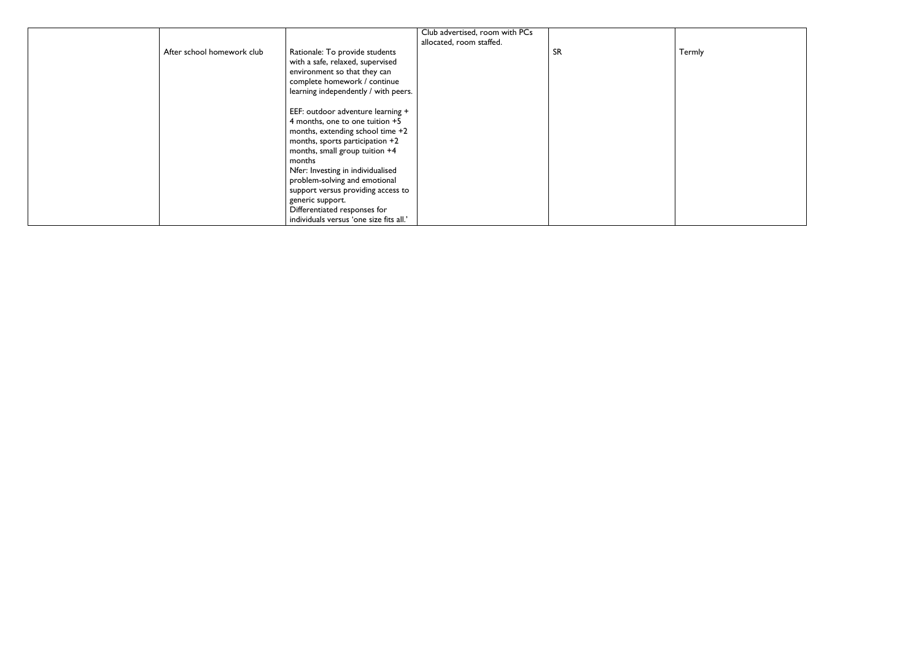| | | | | | |
|---|---|---|---|---|---|
| | After school homework club | Rationale: To provide students with a safe, relaxed, supervised environment so that they can complete homework / continue learning independently / with peers.<br><br>EEF: outdoor adventure learning + 4 months, one to one tuition +5 months, extending school time +2 months, sports participation +2 months, small group tuition +4 months<br>Nfer: Investing in individualised problem-solving and emotional support versus providing access to generic support.<br>Differentiated responses for individuals versus 'one size fits all.' | Club advertised, room with PCs allocated, room staffed. | SR | Termly |